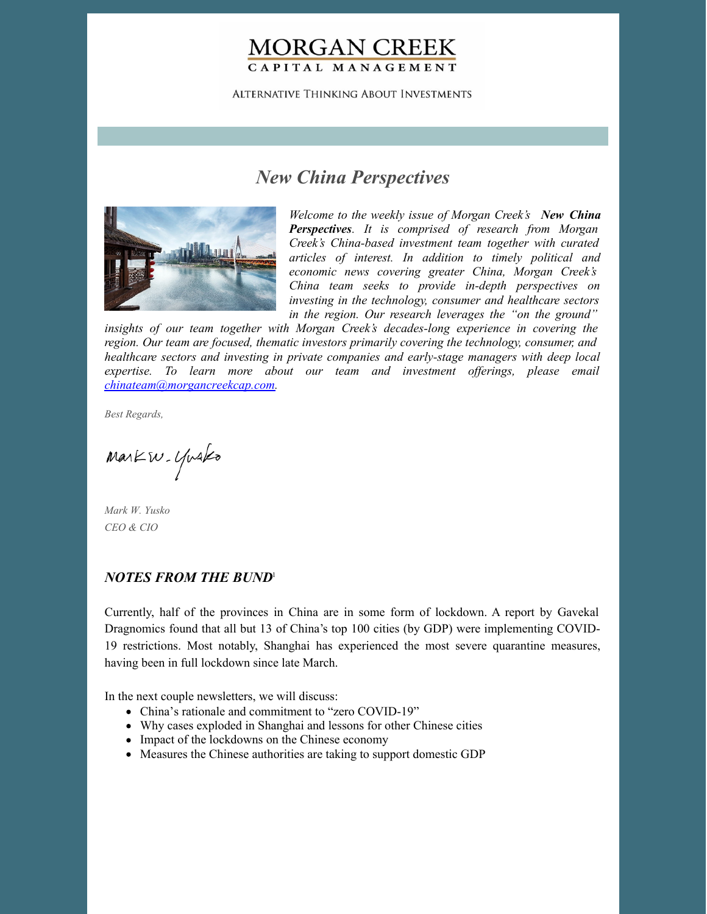# MORGAN CREEK

CAPITAL MANAGEMENT

ALTERNATIVE THINKING ABOUT INVESTMENTS

## *New China Perspectives*

*Welcome to the weekly issue of Morgan Creek's* ***New China Perspectives****. It is comprised of research from Morgan Creek's China-based investment team together with curated articles of interest. In addition to timely political and economic news covering greater China, Morgan Creek's China team seeks to provide in-depth perspectives on investing in the technology, consumer and healthcare sectors in the region. Our research leverages the "on the ground" insights of our team together with Morgan Creek's decades-long experience in covering the region. Our team are focused, thematic investors primarily covering the technology, consumer, and healthcare sectors and investing in private companies and early-stage managers with deep local expertise. To learn more about our team and investment offerings, please email [chinateam@morgancreekcap.com](mailto:chinateam@morgancreekcap.com).*

*Best Regards,*

*Mark W. Yusko*

*CEO & CIO*

### *NOTES FROM THE BUND*[1]

Currently, half of the provinces in China are in some form of lockdown. A report by Gavekal Dragnomics found that all but 13 of China's top 100 cities (by GDP) were implementing COVID-19 restrictions. Most notably, Shanghai has experienced the most severe quarantine measures, having been in full lockdown since late March.

In the next couple newsletters, we will discuss:

- China's rationale and commitment to "zero COVID-19"
- Why cases exploded in Shanghai and lessons for other Chinese cities
- Impact of the lockdowns on the Chinese economy
- Measures the Chinese authorities are taking to support domestic GDP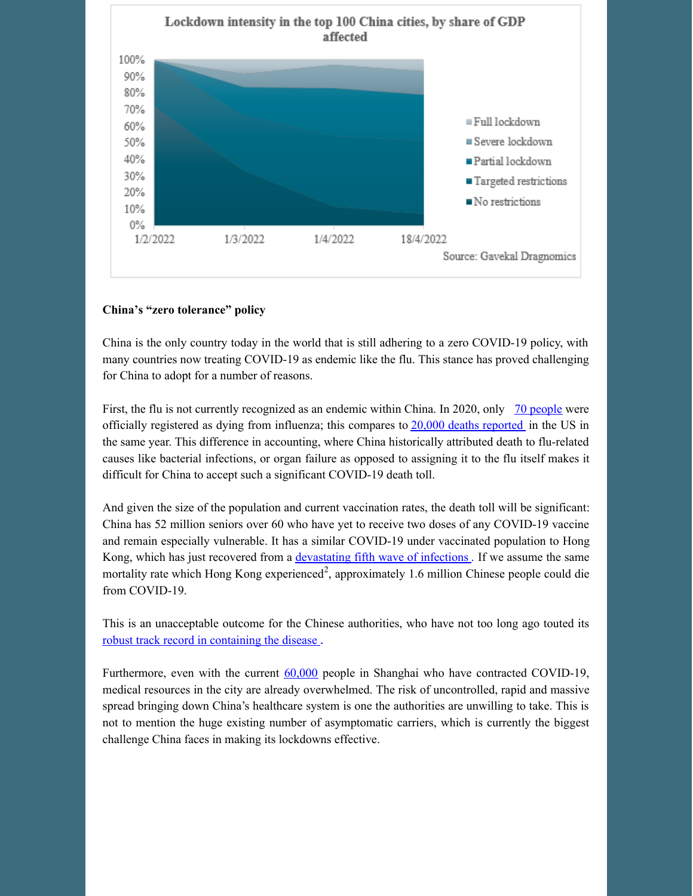Lockdown intensity in the top 100 China cities, by share of GDP affected

Source: Gavekal Dragnomics

**China's "zero tolerance" policy**

China is the only country today in the world that is still adhering to a zero COVID-19 policy, with many countries now treating COVID-19 as endemic like the flu. This stance has proved challenging for China to adopt for a number of reasons.

First, the flu is not currently recognized as an endemic within China. In 2020, only 70 people were officially registered as dying from influenza; this compares to 20,000 deaths reported in the US in the same year. This difference in accounting, where China historically attributed death to flu-related causes like bacterial infections, or organ failure as opposed to assigning it to the flu itself makes it difficult for China to accept such a significant COVID-19 death toll.

And given the size of the population and current vaccination rates, the death toll will be significant: China has 52 million seniors over 60 who have yet to receive two doses of any COVID-19 vaccine and remain especially vulnerable. It has a similar COVID-19 under vaccinated population to Hong Kong, which has just recovered from a devastating fifth wave of infections. If we assume the same mortality rate which Hong Kong experienced[2], approximately 1.6 million Chinese people could die from COVID-19.

This is an unacceptable outcome for the Chinese authorities, who have not too long ago touted its robust track record in containing the disease.

Furthermore, even with the current 60,000 people in Shanghai who have contracted COVID-19, medical resources in the city are already overwhelmed. The risk of uncontrolled, rapid and massive spread bringing down China's healthcare system is one the authorities are unwilling to take. This is not to mention the huge existing number of asymptomatic carriers, which is currently the biggest challenge China faces in making its lockdowns effective.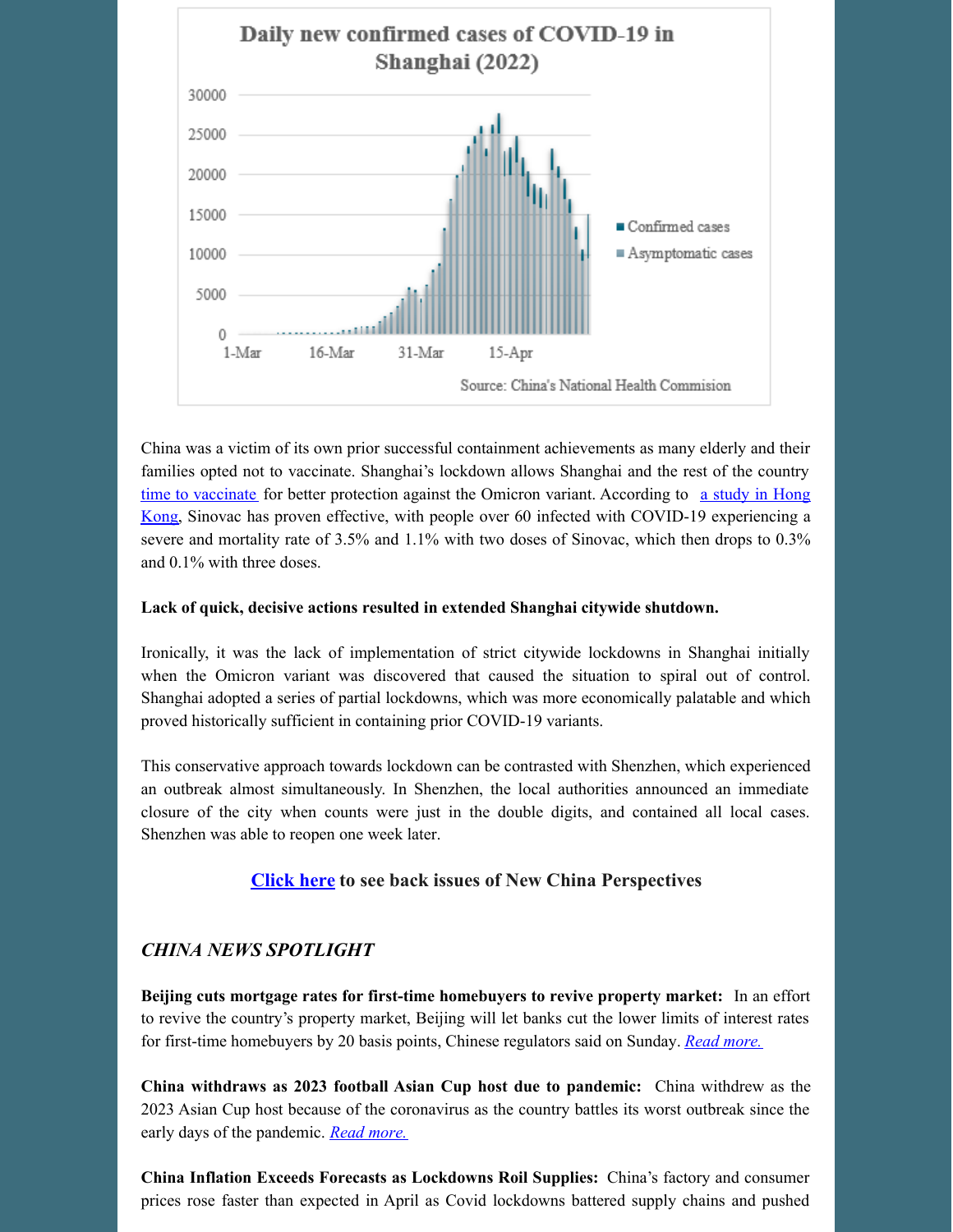Daily new confirmed cases of COVID-19 in Shanghai (2022)

Source: China's National Health Commision

China was a victim of its own prior successful containment achievements as many elderly and their families opted not to vaccinate. Shanghai's lockdown allows Shanghai and the rest of the country time to vaccinate for better protection against the Omicron variant. According to a study in Hong Kong, Sinovac has proven effective, with people over 60 infected with COVID-19 experiencing a severe and mortality rate of 3.5% and 1.1% with two doses of Sinovac, which then drops to 0.3% and 0.1% with three doses.

**Lack of quick, decisive actions resulted in extended Shanghai citywide shutdown.**

Ironically, it was the lack of implementation of strict citywide lockdowns in Shanghai initially when the Omicron variant was discovered that caused the situation to spiral out of control. Shanghai adopted a series of partial lockdowns, which was more economically palatable and which proved historically sufficient in containing prior COVID-19 variants.

This conservative approach towards lockdown can be contrasted with Shenzhen, which experienced an outbreak almost simultaneously. In Shenzhen, the local authorities announced an immediate closure of the city when counts were just in the double digits, and contained all local cases. Shenzhen was able to reopen one week later.

**Click here to see back issues of New China Perspectives**

## *CHINA NEWS SPOTLIGHT*

**Beijing cuts mortgage rates for first-time homebuyers to revive property market:** In an effort to revive the country's property market, Beijing will let banks cut the lower limits of interest rates for first-time homebuyers by 20 basis points, Chinese regulators said on Sunday. *Read more.*

**China withdraws as 2023 football Asian Cup host due to pandemic:** China withdrew as the 2023 Asian Cup host because of the coronavirus as the country battles its worst outbreak since the early days of the pandemic. *Read more.*

**China Inflation Exceeds Forecasts as Lockdowns Roil Supplies:** China's factory and consumer prices rose faster than expected in April as Covid lockdowns battered supply chains and pushed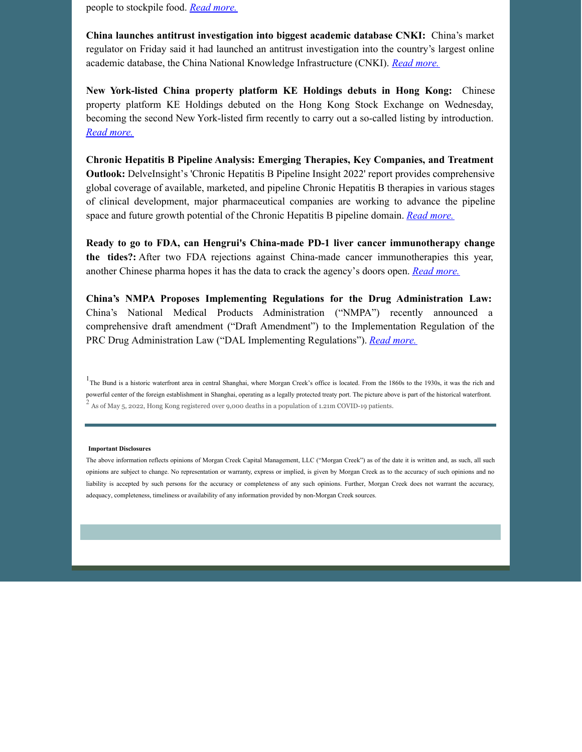people to stockpile food. *Read more.*

**China launches antitrust investigation into biggest academic database CNKI:** China's market regulator on Friday said it had launched an antitrust investigation into the country's largest online academic database, the China National Knowledge Infrastructure (CNKI). *Read more.*

**New York-listed China property platform KE Holdings debuts in Hong Kong:** Chinese property platform KE Holdings debuted on the Hong Kong Stock Exchange on Wednesday, becoming the second New York-listed firm recently to carry out a so-called listing by introduction. *Read more.*

**Chronic Hepatitis B Pipeline Analysis: Emerging Therapies, Key Companies, and Treatment Outlook:** DelveInsight's 'Chronic Hepatitis B Pipeline Insight 2022' report provides comprehensive global coverage of available, marketed, and pipeline Chronic Hepatitis B therapies in various stages of clinical development, major pharmaceutical companies are working to advance the pipeline space and future growth potential of the Chronic Hepatitis B pipeline domain. *Read more.*

**Ready to go to FDA, can Hengrui's China-made PD-1 liver cancer immunotherapy change the tides?:** After two FDA rejections against China-made cancer immunotherapies this year, another Chinese pharma hopes it has the data to crack the agency's doors open. *Read more.*

**China's NMPA Proposes Implementing Regulations for the Drug Administration Law:** China's National Medical Products Administration ("NMPA") recently announced a comprehensive draft amendment ("Draft Amendment") to the Implementation Regulation of the PRC Drug Administration Law ("DAL Implementing Regulations"). *Read more.*

[1] The Bund is a historic waterfront area in central Shanghai, where Morgan Creek's office is located. From the 1860s to the 1930s, it was the rich and powerful center of the foreign establishment in Shanghai, operating as a legally protected treaty port. The picture above is part of the historical waterfront.
[2] As of May 5, 2022, Hong Kong registered over 9,000 deaths in a population of 1.21m COVID-19 patients.

---

**Important Disclosures**

The above information reflects opinions of Morgan Creek Capital Management, LLC ("Morgan Creek") as of the date it is written and, as such, all such opinions are subject to change. No representation or warranty, express or implied, is given by Morgan Creek as to the accuracy of such opinions and no liability is accepted by such persons for the accuracy or completeness of any such opinions. Further, Morgan Creek does not warrant the accuracy, adequacy, completeness, timeliness or availability of any information provided by non-Morgan Creek sources.